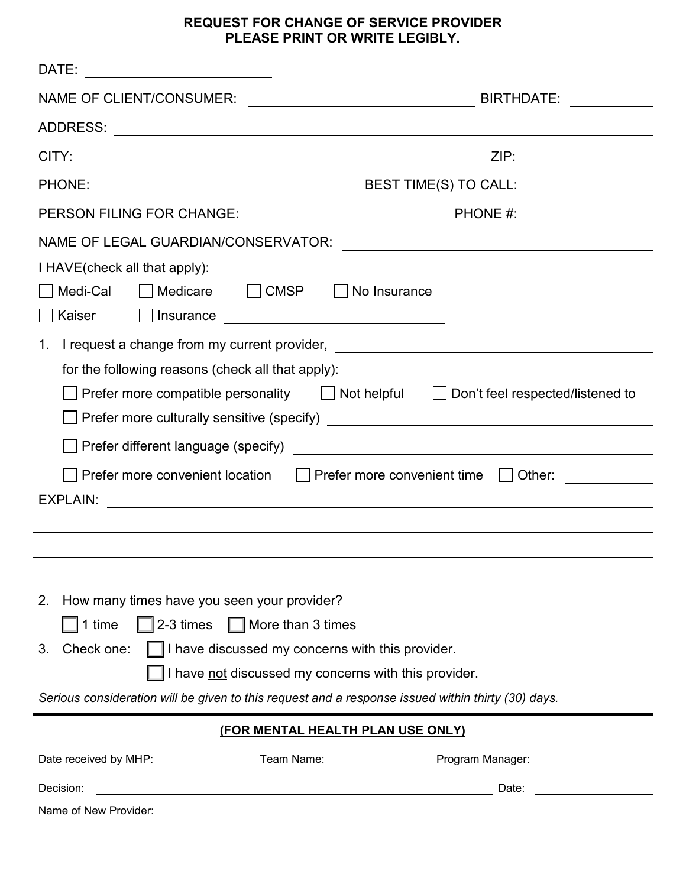# REQUEST FOR CHANGE OF SERVICE PROVIDER

**PLEASE PRINT OR WRITE LEGIBLY.**

DATE: ______________________

NAME OF CLIENT/CONSUMER: ______________________ BIRTHDATE: __________

ADDRESS: ______________________________________________

CITY: ______________________________ ZIP: ______________

PHONE: ______________________ BEST TIME(S) TO CALL: ______________

PERSON FILING FOR CHANGE: ______________________ PHONE #: ______________

NAME OF LEGAL GUARDIAN/CONSERVATOR: ______________________________

I HAVE(check all that apply):

☐ Medi-Cal ☐ Medicare ☐ CMSP ☐ No Insurance

☐ Kaiser ☐ Insurance ______________________

1. I request a change from my current provider, ______________________________

   for the following reasons (check all that apply):

   ☐ Prefer more compatible personality ☐ Not helpful ☐ Don't feel respected/listened to

   ☐ Prefer more culturally sensitive (specify) ______________________________

   ☐ Prefer different language (specify) ______________________________

   ☐ Prefer more convenient location ☐ Prefer more convenient time ☐ Other: __________

EXPLAIN: ______________________________________________

______________________________________________

______________________________________________

______________________________________________

2. How many times have you seen your provider?

   ☐ 1 time ☐ 2-3 times ☐ More than 3 times

3. Check one: ☐ I have discussed my concerns with this provider.

   ☐ I have not discussed my concerns with this provider.

*Serious consideration will be given to this request and a response issued within thirty (30) days.*

---

**(FOR MENTAL HEALTH PLAN USE ONLY)**

Date received by MHP: __________ Team Name: __________ Program Manager: __________

Decision: ______________________________ Date: __________

Name of New Provider: ______________________________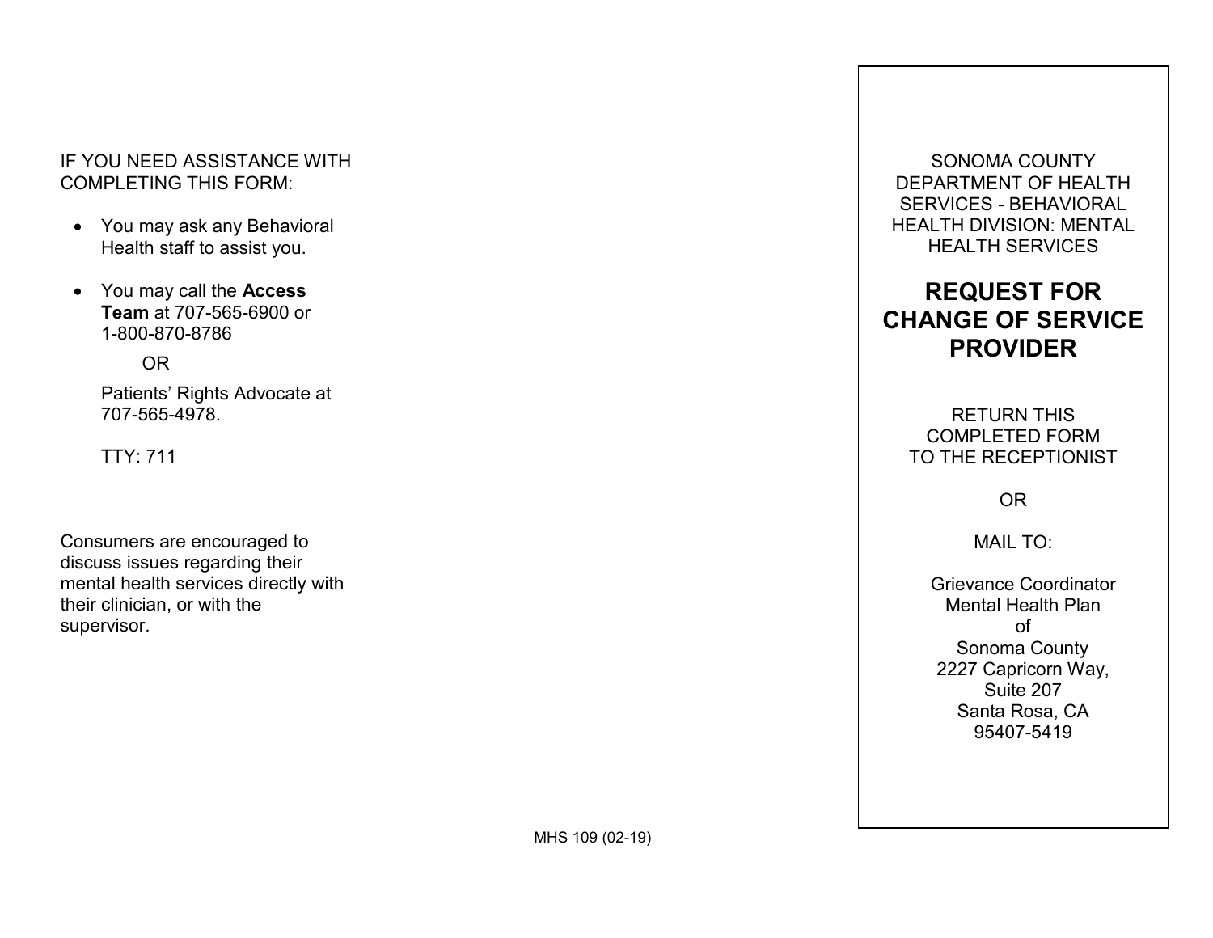IF YOU NEED ASSISTANCE WITH COMPLETING THIS FORM:

- You may ask any Behavioral Health staff to assist you.
- You may call the **Access Team** at 707-565-6900 or 1-800-870-8786

  OR

  Patients' Rights Advocate at 707-565-4978.

  TTY: 711

Consumers are encouraged to discuss issues regarding their mental health services directly with their clinician, or with the supervisor.

MHS 109 (02-19)

SONOMA COUNTY DEPARTMENT OF HEALTH SERVICES - BEHAVIORAL HEALTH DIVISION: MENTAL HEALTH SERVICES

# REQUEST FOR CHANGE OF SERVICE PROVIDER

RETURN THIS COMPLETED FORM TO THE RECEPTIONIST

OR

MAIL TO:

Grievance Coordinator
Mental Health Plan
of
Sonoma County
2227 Capricorn Way,
Suite 207
Santa Rosa, CA
95407-5419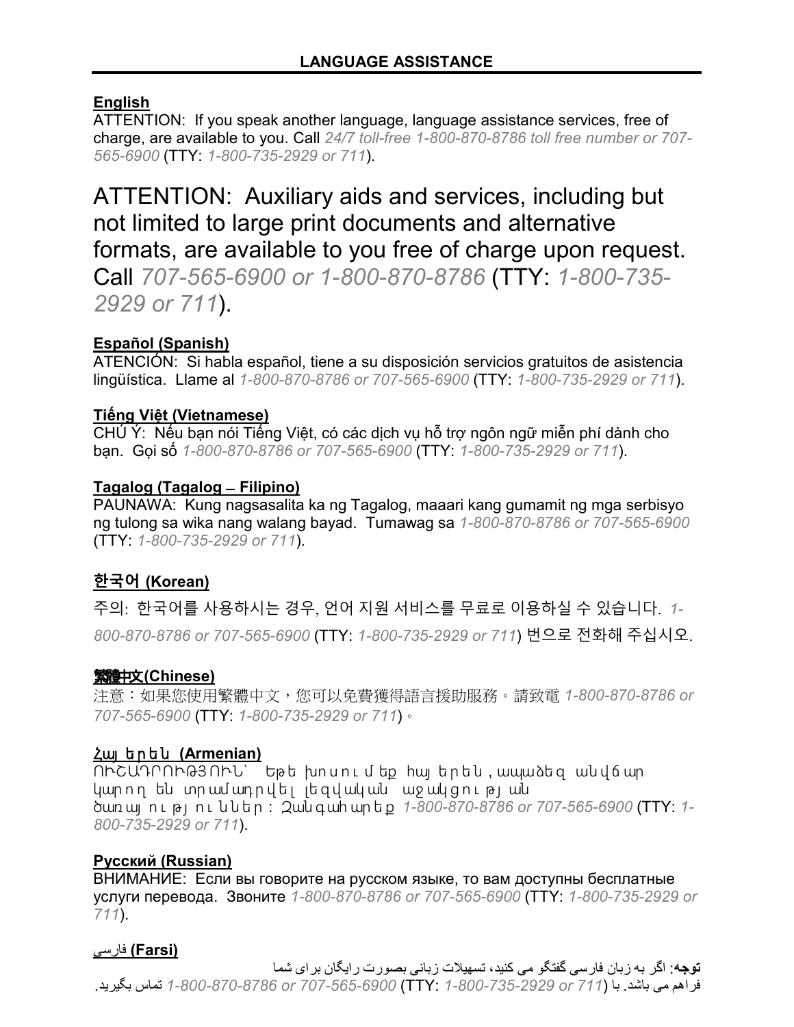# LANGUAGE ASSISTANCE

**English**

ATTENTION: If you speak another language, language assistance services, free of charge, are available to you. Call *24/7 toll-free 1-800-870-8786 toll free number or 707-565-6900* (TTY: *1-800-735-2929 or 711*).

## ATTENTION: Auxiliary aids and services, including but not limited to large print documents and alternative formats, are available to you free of charge upon request. Call *707-565-6900 or 1-800-870-8786* (TTY: *1-800-735-2929 or 711*).

**Español (Spanish)**

ATENCIÓN: Si habla español, tiene a su disposición servicios gratuitos de asistencia lingüística. Llame al *1-800-870-8786 or 707-565-6900* (TTY: *1-800-735-2929 or 711*).

**Tiếng Việt (Vietnamese)**

CHÚ Ý: Nếu bạn nói Tiếng Việt, có các dịch vụ hỗ trợ ngôn ngữ miễn phí dành cho bạn. Gọi số *1-800-870-8786 or 707-565-6900* (TTY: *1-800-735-2929 or 711*).

**Tagalog (Tagalog – Filipino)**

PAUNAWA: Kung nagsasalita ka ng Tagalog, maaari kang gumamit ng mga serbisyo ng tulong sa wika nang walang bayad. Tumawag sa *1-800-870-8786 or 707-565-6900* (TTY: *1-800-735-2929 or 711*).

**한국어 (Korean)**

주의: 한국어를 사용하시는 경우, 언어 지원 서비스를 무료로 이용하실 수 있습니다. *1-800-870-8786 or 707-565-6900* (TTY: *1-800-735-2929 or 711*) 번으로 전화해 주십시오.

**繁體中文(Chinese)**

注意：如果您使用繁體中文，您可以免費獲得語言援助服務。請致電 *1-800-870-8786 or 707-565-6900* (TTY: *1-800-735-2929 or 711*)。

**Հայերեն (Armenian)**

ՈՒՇԱԴՐՈՒԹՅՈՒՆ՝ Եթե խոսում եք հայերեն, ապա ձեզ անվճար կարող են տրամադրվել լեզվական աջակցության ծառայություններ: Զանգահարեք *1-800-870-8786 or 707-565-6900* (TTY: *1-800-735-2929 or 711*).

**Русский (Russian)**

ВНИМАНИЕ: Если вы говорите на русском языке, то вам доступны бесплатные услуги перевода. Звоните *1-800-870-8786 or 707-565-6900* (TTY: *1-800-735-2929 or 711*).

**فارسی (Farsi)**

**توجه**: اگر به زبان فارسی گفتگو می کنید، تسهیلات زبانی بصورت رایگان برای شما فراهم می باشد. با (*1-800-870-8786 or 707-565-6900* (TTY: *1-800-735-2929 or 711*) تماس بگیرید.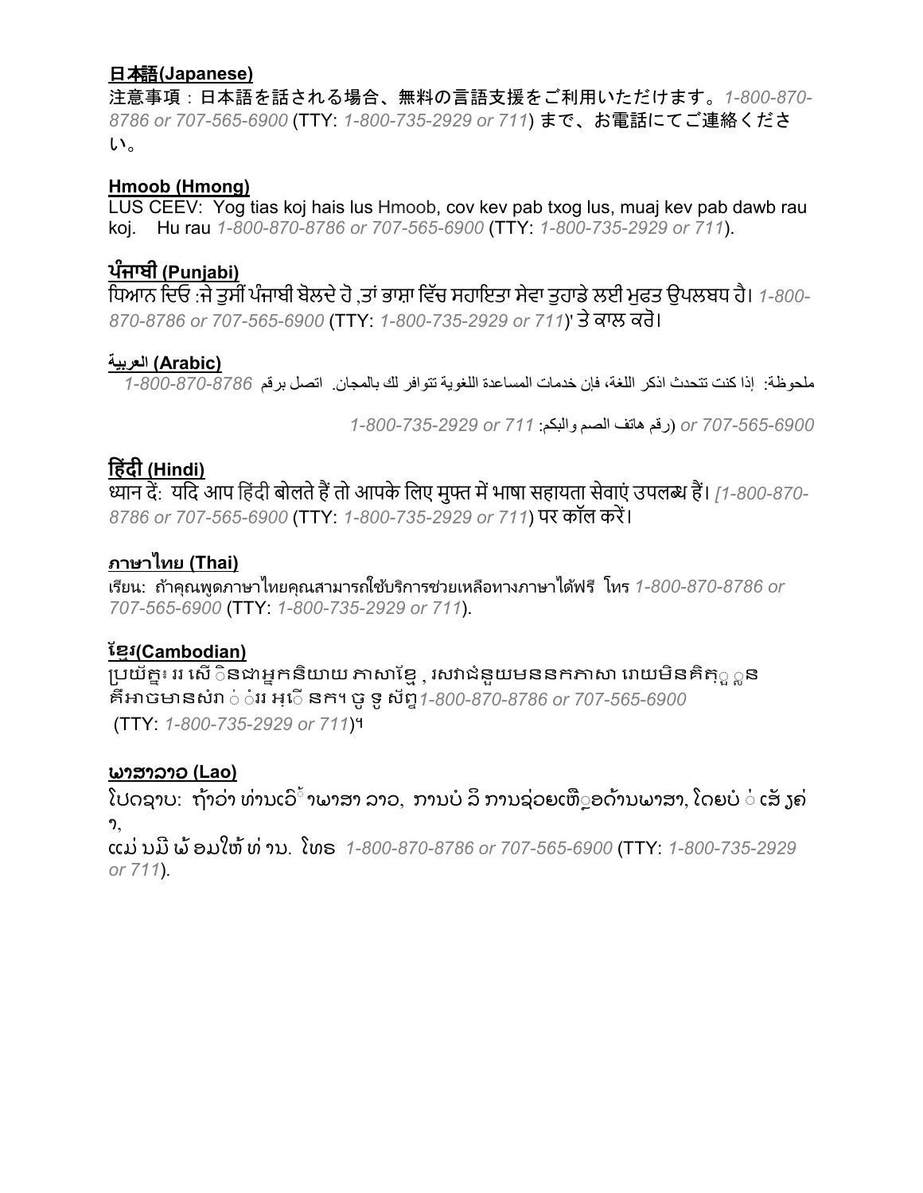**日本語(Japanese)**

注意事項：日本語を話される場合、無料の言語支援をご利用いただけます。*1-800-870-8786 or 707-565-6900* (TTY: *1-800-735-2929 or 711*) まで、お電話にてご連絡ください。

**Hmoob (Hmong)**

LUS CEEV: Yog tias koj hais lus Hmoob, cov kev pab txog lus, muaj kev pab dawb rau koj. Hu rau *1-800-870-8786 or 707-565-6900* (TTY: *1-800-735-2929 or 711*).

**ਪੰਜਾਬੀ (Punjabi)**

ਧਿਆਨ ਦਿਓ :ਜੇ ਤੁਸੀਂ ਪੰਜਾਬੀ ਬੋਲਦੇ ਹੋ ,ਤਾਂ ਭਾਸ਼ਾ ਵਿੱਚ ਸਹਾਇਤਾ ਸੇਵਾ ਤੁਹਾਡੇ ਲਈ ਮੁਫਤ ਉਪਲਬਧ ਹੈ। *1-800-870-8786 or 707-565-6900* (TTY: *1-800-735-2929 or 711*)' ਤੇ ਕਾਲ ਕਰੋ।

**العربية (Arabic)**

ملحوظة: إذا كنت تتحدث اذكر اللغة، فإن خدمات المساعدة اللغوية تتوافر لك بالمجان. اتصل برقم *1-800-870-8786 or 707-565-6900* (رقم هاتف الصم والبكم: *1-800-735-2929 or 711*)

**हिंदी (Hindi)**

ध्यान दें: यदि आप हिंदी बोलते हैं तो आपके लिए मुफ्त में भाषा सहायता सेवाएं उपलब्ध हैं। *[1-800-870-8786 or 707-565-6900* (TTY: *1-800-735-2929 or 711*) पर कॉल करें।

**ภาษาไทย (Thai)**

เรียน: ถ้าคุณพูดภาษาไทยคุณสามารถใช้บริการช่วยเหลือทางภาษาได้ฟรี โทร *1-800-870-8786 or 707-565-6900* (TTY: *1-800-735-2929 or 711*).

**ខ្មែរ(Cambodian)**

ប្រយ័ត្ន៖ ររ សើ ិនជាអ្នកនិយាយ ភាសាខ្មែ , រសវាជំនួយមននកភាសា រោយមិនគិត្ួលួន គឺអាចមានសំរា ់ ំររ អ្ើ នក។ ចូ ទូ ស័ព្ទ*1-800-870-8786 or 707-565-6900* (TTY: *1-800-735-2929 or 711*)។

**ພາສາລາວ (Lao)**

ໂປດຊາບ: ຖ້າວ່າ ທ່ານເວົ້າພາສາ ລາວ, ການບໍ ລິ ການຊ່ວຍເຫຼືອດ້ານພາສາ, ໂດຍບໍ່ ເສັ ຽຄ່ າ, ແມ່ ນມີ ພ້ ອມໃຫ້ ທ່ ານ. ໂທຣ *1-800-870-8786 or 707-565-6900* (TTY: *1-800-735-2929 or 711*).